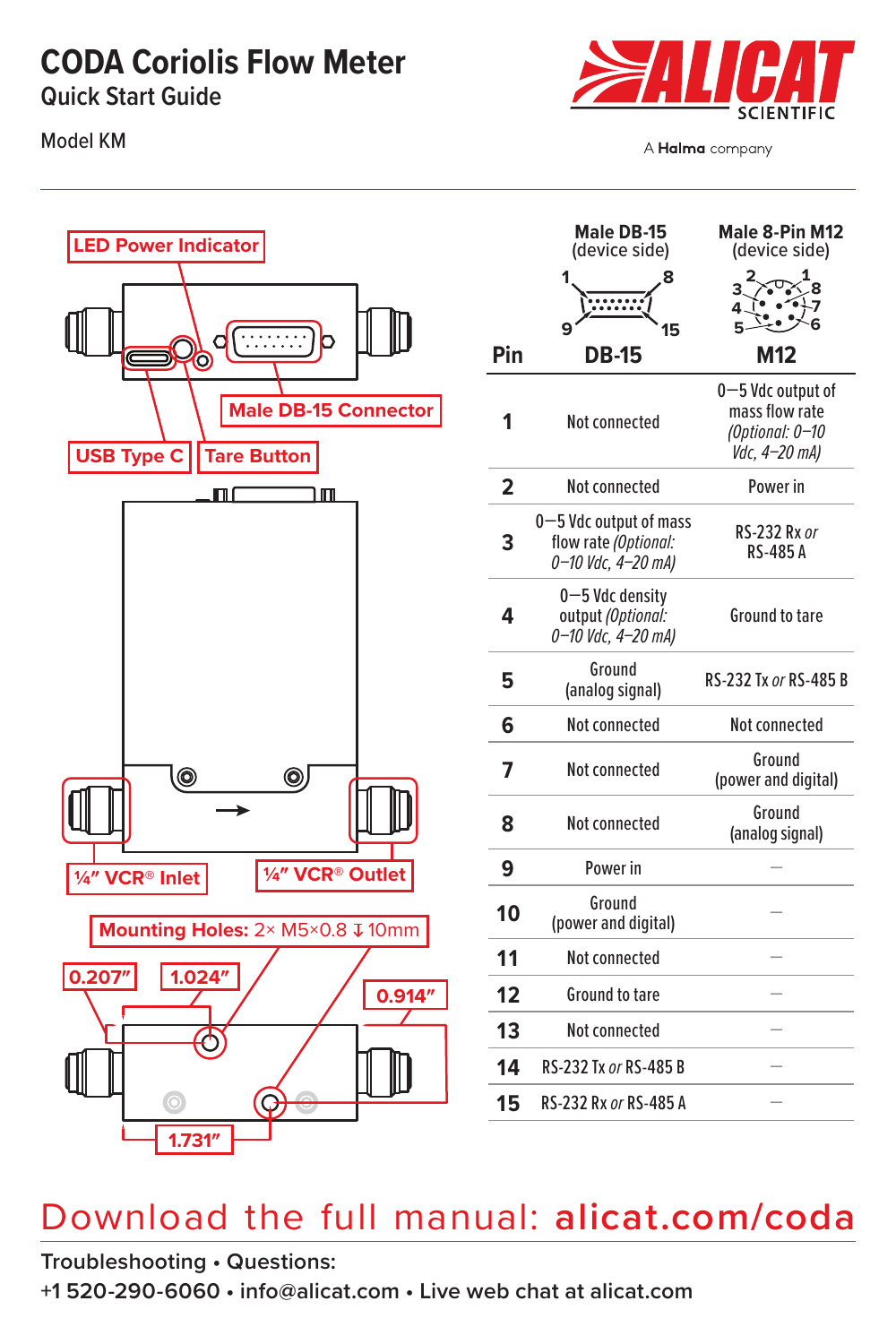# CODA Coriolis Flow Meter

## Quick Start Guide

Model KM

ALICAT SCIENTIFIC

A Halma company

LED Power Indicator

Male DB-15 Connector

USB Type C

Tare Button

¼″ VCR® Inlet

¼″ VCR® Outlet

Mounting Holes: 2× M5×0.8 ↧10mm

0.207″

1.024″

0.914″

1.731″

| Pin | DB-15 — Male DB-15 (device side) | M12 — Male 8-Pin M12 (device side) |
|---|---|---|
| 1 | Not connected | 0—5 Vdc output of mass flow rate *(Optional: 0–10 Vdc, 4–20 mA)* |
| 2 | Not connected | Power in |
| 3 | 0—5 Vdc output of mass flow rate *(Optional: 0–10 Vdc, 4–20 mA)* | RS-232 Rx *or* RS-485 A |
| 4 | 0—5 Vdc density output *(Optional: 0–10 Vdc, 4–20 mA)* | Ground to tare |
| 5 | Ground (analog signal) | RS-232 Tx *or* RS-485 B |
| 6 | Not connected | Not connected |
| 7 | Not connected | Ground (power and digital) |
| 8 | Not connected | Ground (analog signal) |
| 9 | Power in | — |
| 10 | Ground (power and digital) | — |
| 11 | Not connected | — |
| 12 | Ground to tare | — |
| 13 | Not connected | — |
| 14 | RS-232 Tx *or* RS-485 B | — |
| 15 | RS-232 Rx *or* RS-485 A | — |

## Download the full manual: **alicat.com/coda**

**Troubleshooting • Questions:**

**+1 520-290-6060 • info@alicat.com • Live web chat at alicat.com**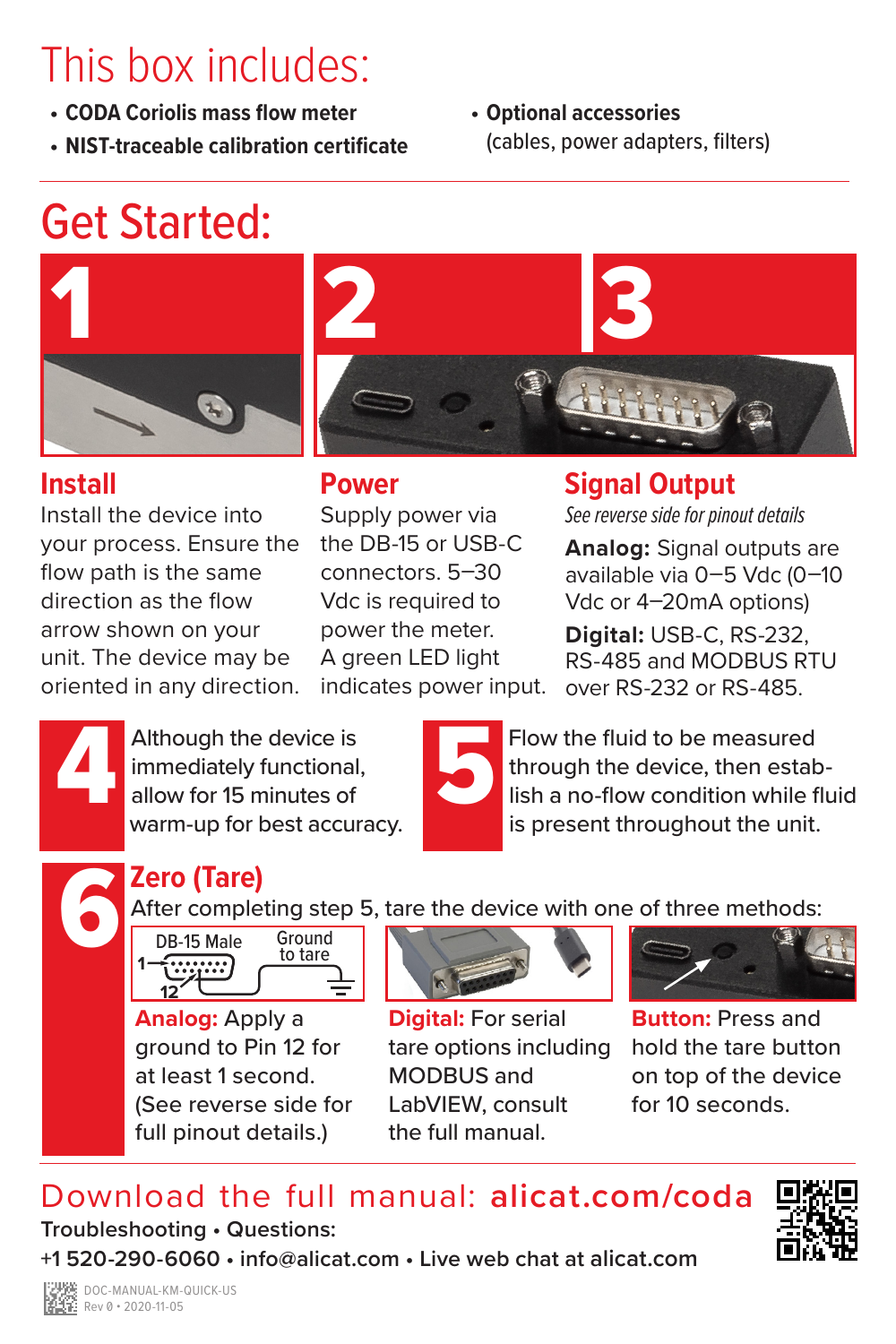# This box includes:

- **CODA Coriolis mass flow meter**
- **NIST-traceable calibration certificate**
- **Optional accessories** (cables, power adapters, filters)

# Get Started:

## 1 Install

Install the device into your process. Ensure the flow path is the same direction as the flow arrow shown on your unit. The device may be oriented in any direction.

## 2 Power

Supply power via the DB-15 or USB-C connectors. 5–30 Vdc is required to power the meter. A green LED light indicates power input.

## 3 Signal Output

*See reverse side for pinout details*

**Analog:** Signal outputs are available via 0–5 Vdc (0–10 Vdc or 4–20mA options)

**Digital:** USB-C, RS-232, RS-485 and MODBUS RTU over RS-232 or RS-485.

## 4

Although the device is immediately functional, allow for 15 minutes of warm-up for best accuracy.

## 5

Flow the fluid to be measured through the device, then establish a no-flow condition while fluid is present throughout the unit.

## 6 Zero (Tare)

After completing step 5, tare the device with one of three methods:

DB-15 Male
1
12
Ground to tare

**Analog:** Apply a ground to Pin 12 for at least 1 second. (See reverse side for full pinout details.)

**Digital:** For serial tare options including MODBUS and LabVIEW, consult the full manual.

**Button:** Press and hold the tare button on top of the device for 10 seconds.

Download the full manual: **alicat.com/coda**

**Troubleshooting • Questions:**

**+1 520-290-6060 • info@alicat.com • Live web chat at alicat.com**

DOC-MANUAL-KM-QUICK-US
Rev 0 • 2020-11-05